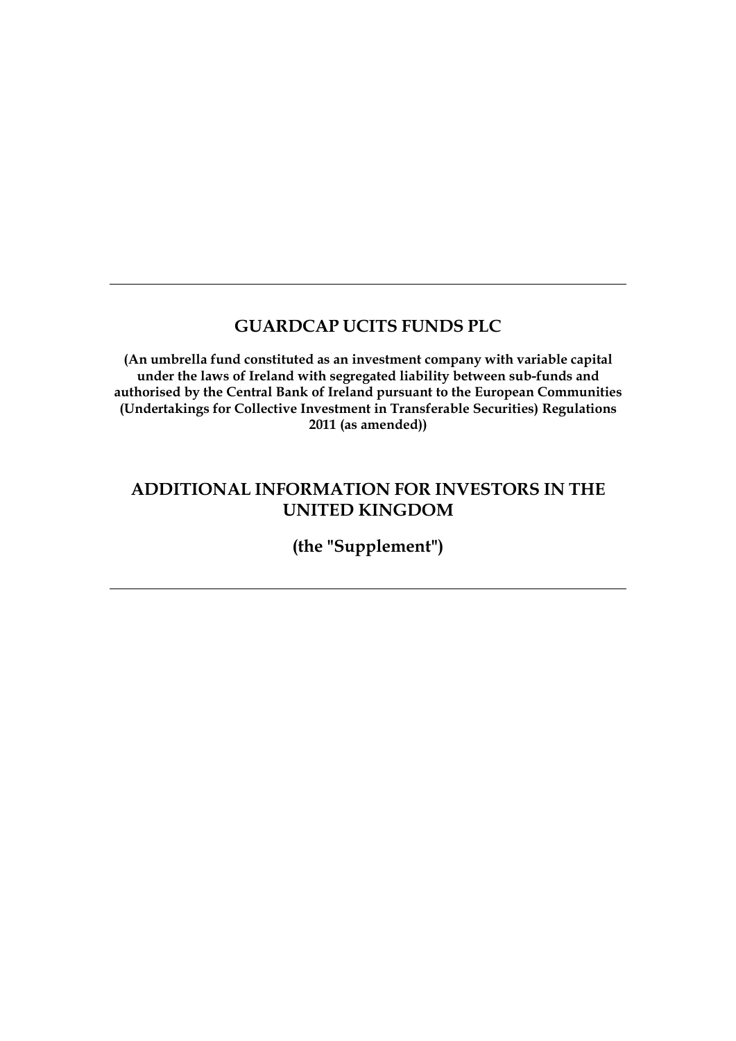---

# GUARDCAP UCITS FUNDS PLC

**(An umbrella fund constituted as an investment company with variable capital under the laws of Ireland with segregated liability between sub-funds and authorised by the Central Bank of Ireland pursuant to the European Communities (Undertakings for Collective Investment in Transferable Securities) Regulations 2011 (as amended))**

# ADDITIONAL INFORMATION FOR INVESTORS IN THE UNITED KINGDOM

## (the "Supplement")

---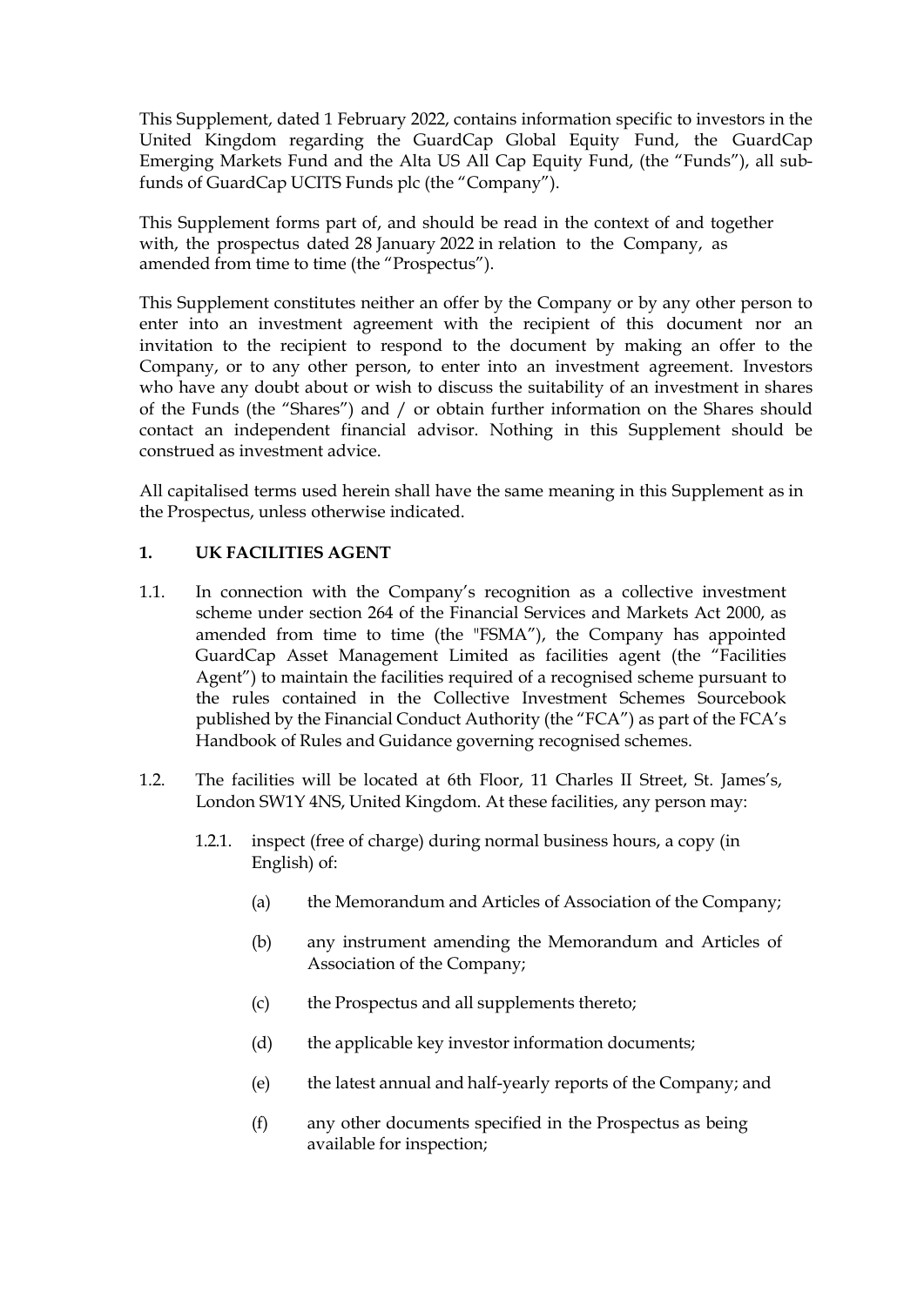This Supplement, dated 1 February 2022, contains information specific to investors in the United Kingdom regarding the GuardCap Global Equity Fund, the GuardCap Emerging Markets Fund and the Alta US All Cap Equity Fund, (the "Funds"), all sub-funds of GuardCap UCITS Funds plc (the "Company").

This Supplement forms part of, and should be read in the context of and together with, the prospectus dated 28 January 2022 in relation to the Company, as amended from time to time (the "Prospectus").

This Supplement constitutes neither an offer by the Company or by any other person to enter into an investment agreement with the recipient of this document nor an invitation to the recipient to respond to the document by making an offer to the Company, or to any other person, to enter into an investment agreement. Investors who have any doubt about or wish to discuss the suitability of an investment in shares of the Funds (the "Shares") and / or obtain further information on the Shares should contact an independent financial advisor. Nothing in this Supplement should be construed as investment advice.

All capitalised terms used herein shall have the same meaning in this Supplement as in the Prospectus, unless otherwise indicated.

## 1. UK FACILITIES AGENT

1.1. In connection with the Company's recognition as a collective investment scheme under section 264 of the Financial Services and Markets Act 2000, as amended from time to time (the "FSMA"), the Company has appointed GuardCap Asset Management Limited as facilities agent (the "Facilities Agent") to maintain the facilities required of a recognised scheme pursuant to the rules contained in the Collective Investment Schemes Sourcebook published by the Financial Conduct Authority (the "FCA") as part of the FCA's Handbook of Rules and Guidance governing recognised schemes.

1.2. The facilities will be located at 6th Floor, 11 Charles II Street, St. James's, London SW1Y 4NS, United Kingdom. At these facilities, any person may:

1.2.1. inspect (free of charge) during normal business hours, a copy (in English) of:

(a) the Memorandum and Articles of Association of the Company;

(b) any instrument amending the Memorandum and Articles of Association of the Company;

(c) the Prospectus and all supplements thereto;

(d) the applicable key investor information documents;

(e) the latest annual and half-yearly reports of the Company; and

(f) any other documents specified in the Prospectus as being available for inspection;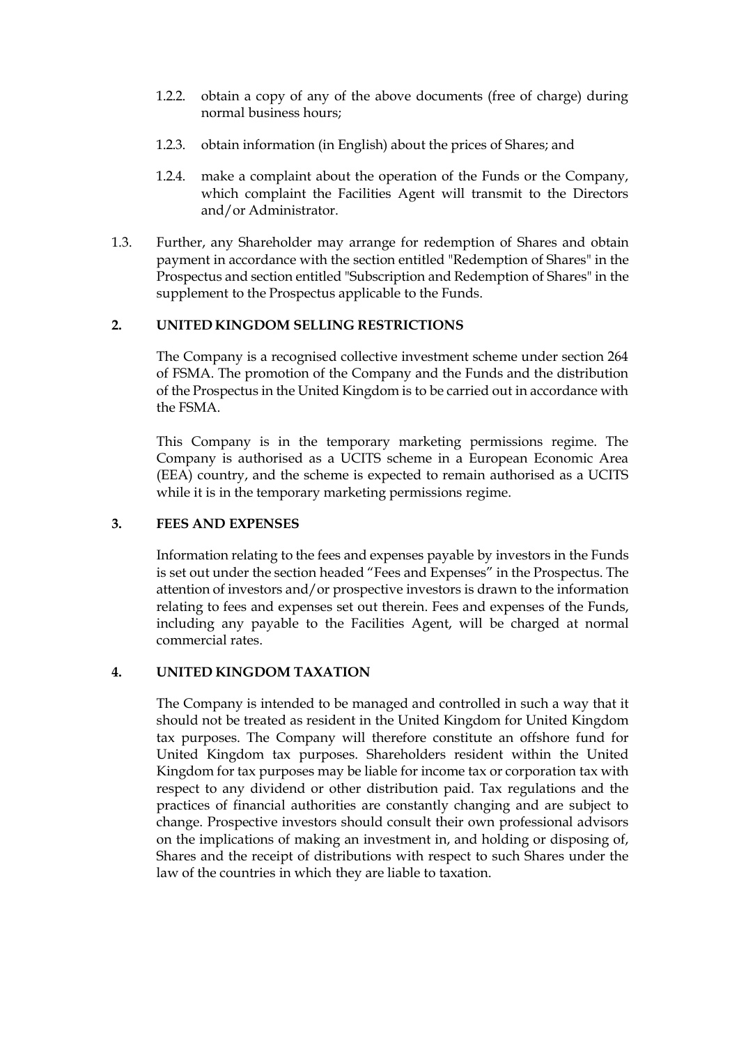1.2.2. obtain a copy of any of the above documents (free of charge) during normal business hours;

1.2.3. obtain information (in English) about the prices of Shares; and

1.2.4. make a complaint about the operation of the Funds or the Company, which complaint the Facilities Agent will transmit to the Directors and/or Administrator.

1.3. Further, any Shareholder may arrange for redemption of Shares and obtain payment in accordance with the section entitled "Redemption of Shares" in the Prospectus and section entitled "Subscription and Redemption of Shares" in the supplement to the Prospectus applicable to the Funds.

## 2. UNITED KINGDOM SELLING RESTRICTIONS

The Company is a recognised collective investment scheme under section 264 of FSMA. The promotion of the Company and the Funds and the distribution of the Prospectus in the United Kingdom is to be carried out in accordance with the FSMA.

This Company is in the temporary marketing permissions regime. The Company is authorised as a UCITS scheme in a European Economic Area (EEA) country, and the scheme is expected to remain authorised as a UCITS while it is in the temporary marketing permissions regime.

## 3. FEES AND EXPENSES

Information relating to the fees and expenses payable by investors in the Funds is set out under the section headed "Fees and Expenses" in the Prospectus. The attention of investors and/or prospective investors is drawn to the information relating to fees and expenses set out therein. Fees and expenses of the Funds, including any payable to the Facilities Agent, will be charged at normal commercial rates.

## 4. UNITED KINGDOM TAXATION

The Company is intended to be managed and controlled in such a way that it should not be treated as resident in the United Kingdom for United Kingdom tax purposes. The Company will therefore constitute an offshore fund for United Kingdom tax purposes. Shareholders resident within the United Kingdom for tax purposes may be liable for income tax or corporation tax with respect to any dividend or other distribution paid. Tax regulations and the practices of financial authorities are constantly changing and are subject to change. Prospective investors should consult their own professional advisors on the implications of making an investment in, and holding or disposing of, Shares and the receipt of distributions with respect to such Shares under the law of the countries in which they are liable to taxation.